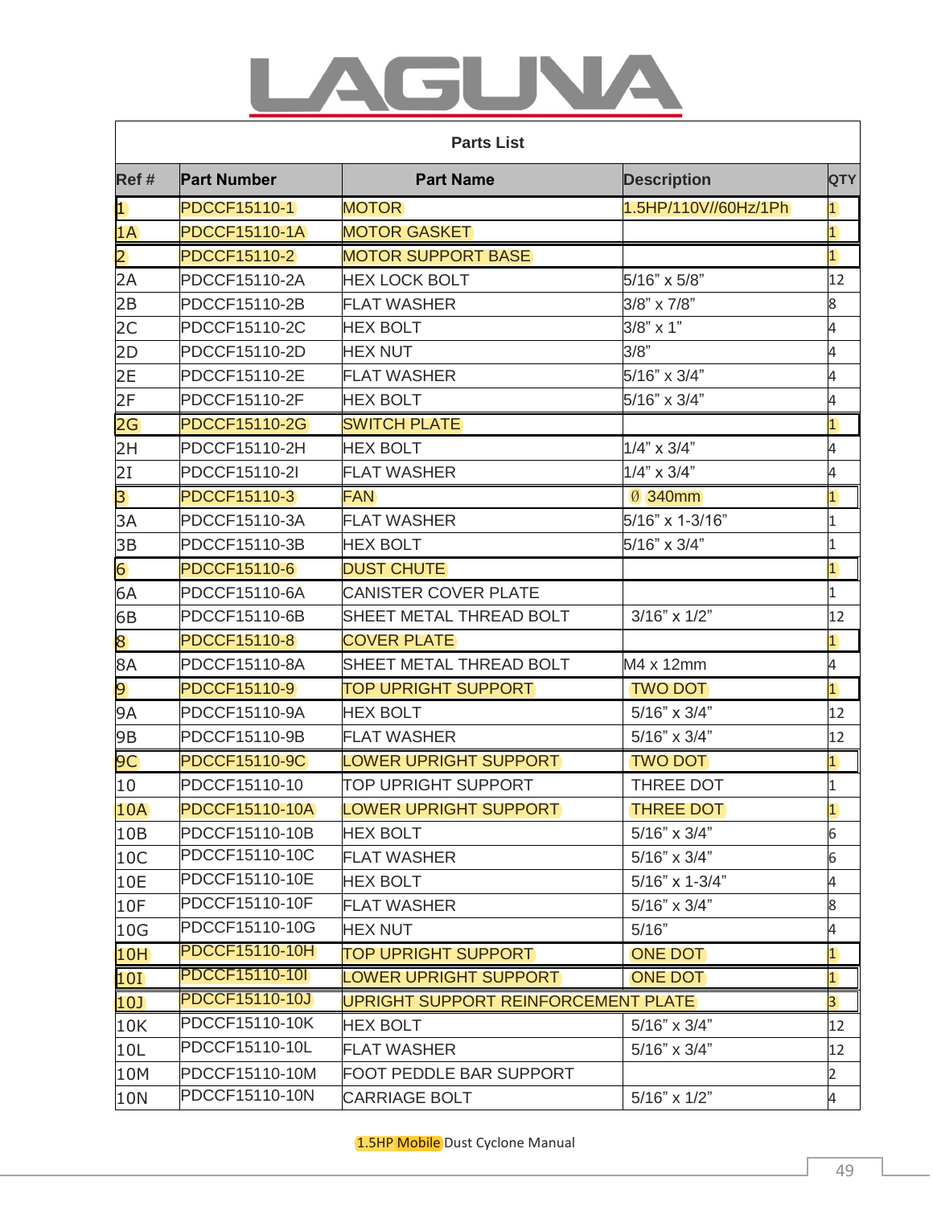# LAGUNA

## Parts List

| Ref # | Part Number | Part Name | Description | QTY |
|---|---|---|---|---|
| 1 | PDCCF15110-1 | MOTOR | 1.5HP/110V//60Hz/1Ph | 1 |
| 1A | PDCCF15110-1A | MOTOR GASKET | | 1 |
| 2 | PDCCF15110-2 | MOTOR SUPPORT BASE | | 1 |
| 2A | PDCCF15110-2A | HEX LOCK BOLT | 5/16" x 5/8" | 12 |
| 2B | PDCCF15110-2B | FLAT WASHER | 3/8" x 7/8" | 8 |
| 2C | PDCCF15110-2C | HEX BOLT | 3/8" x 1" | 4 |
| 2D | PDCCF15110-2D | HEX NUT | 3/8" | 4 |
| 2E | PDCCF15110-2E | FLAT WASHER | 5/16" x 3/4" | 4 |
| 2F | PDCCF15110-2F | HEX BOLT | 5/16" x 3/4" | 4 |
| 2G | PDCCF15110-2G | SWITCH PLATE | | 1 |
| 2H | PDCCF15110-2H | HEX BOLT | 1/4" x 3/4" | 4 |
| 2I | PDCCF15110-2I | FLAT WASHER | 1/4" x 3/4" | 4 |
| 3 | PDCCF15110-3 | FAN | Ø 340mm | 1 |
| 3A | PDCCF15110-3A | FLAT WASHER | 5/16" x 1-3/16" | 1 |
| 3B | PDCCF15110-3B | HEX BOLT | 5/16" x 3/4" | 1 |
| 6 | PDCCF15110-6 | DUST CHUTE | | 1 |
| 6A | PDCCF15110-6A | CANISTER COVER PLATE | | 1 |
| 6B | PDCCF15110-6B | SHEET METAL THREAD BOLT | 3/16" x 1/2" | 12 |
| 8 | PDCCF15110-8 | COVER PLATE | | 1 |
| 8A | PDCCF15110-8A | SHEET METAL THREAD BOLT | M4 x 12mm | 4 |
| 9 | PDCCF15110-9 | TOP UPRIGHT SUPPORT | TWO DOT | 1 |
| 9A | PDCCF15110-9A | HEX BOLT | 5/16" x 3/4" | 12 |
| 9B | PDCCF15110-9B | FLAT WASHER | 5/16" x 3/4" | 12 |
| 9C | PDCCF15110-9C | LOWER UPRIGHT SUPPORT | TWO DOT | 1 |
| 10 | PDCCF15110-10 | TOP UPRIGHT SUPPORT | THREE DOT | 1 |
| 10A | PDCCF15110-10A | LOWER UPRIGHT SUPPORT | THREE DOT | 1 |
| 10B | PDCCF15110-10B | HEX BOLT | 5/16" x 3/4" | 6 |
| 10C | PDCCF15110-10C | FLAT WASHER | 5/16" x 3/4" | 6 |
| 10E | PDCCF15110-10E | HEX BOLT | 5/16" x 1-3/4" | 4 |
| 10F | PDCCF15110-10F | FLAT WASHER | 5/16" x 3/4" | 8 |
| 10G | PDCCF15110-10G | HEX NUT | 5/16" | 4 |
| 10H | PDCCF15110-10H | TOP UPRIGHT SUPPORT | ONE DOT | 1 |
| 10I | PDCCF15110-10I | LOWER UPRIGHT SUPPORT | ONE DOT | 1 |
| 10J | PDCCF15110-10J | UPRIGHT SUPPORT REINFORCEMENT PLATE | | 3 |
| 10K | PDCCF15110-10K | HEX BOLT | 5/16" x 3/4" | 12 |
| 10L | PDCCF15110-10L | FLAT WASHER | 5/16" x 3/4" | 12 |
| 10M | PDCCF15110-10M | FOOT PEDDLE BAR SUPPORT | | 2 |
| 10N | PDCCF15110-10N | CARRIAGE BOLT | 5/16" x 1/2" | 4 |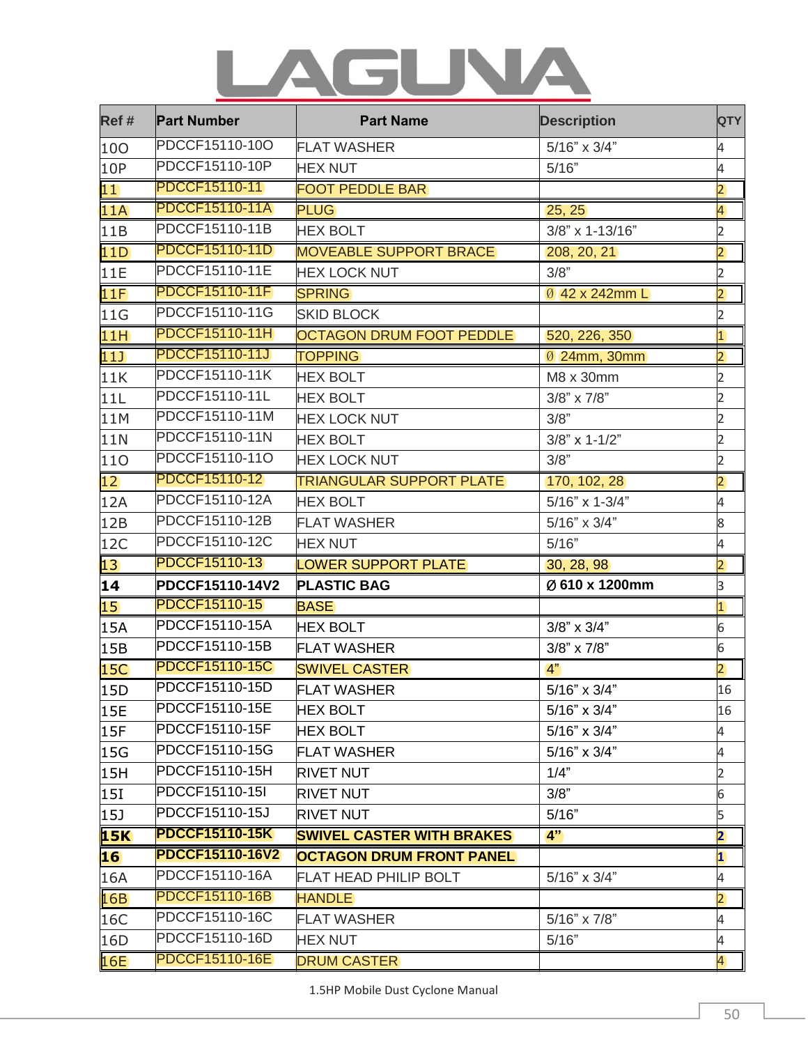| Ref # | Part Number | Part Name | Description | QTY |
| --- | --- | --- | --- | --- |
| 10O | PDCCF15110-10O | FLAT WASHER | 5/16" x 3/4" | 4 |
| 10P | PDCCF15110-10P | HEX NUT | 5/16" | 4 |
| 11 | PDCCF15110-11 | FOOT PEDDLE BAR | | 2 |
| 11A | PDCCF15110-11A | PLUG | 25, 25 | 4 |
| 11B | PDCCF15110-11B | HEX BOLT | 3/8" x 1-13/16" | 2 |
| 11D | PDCCF15110-11D | MOVEABLE SUPPORT BRACE | 208, 20, 21 | 2 |
| 11E | PDCCF15110-11E | HEX LOCK NUT | 3/8" | 2 |
| 11F | PDCCF15110-11F | SPRING | Ø 42 x 242mm L | 2 |
| 11G | PDCCF15110-11G | SKID BLOCK | | 2 |
| 11H | PDCCF15110-11H | OCTAGON DRUM FOOT PEDDLE | 520, 226, 350 | 1 |
| 11J | PDCCF15110-11J | TOPPING | Ø 24mm, 30mm | 2 |
| 11K | PDCCF15110-11K | HEX BOLT | M8 x 30mm | 2 |
| 11L | PDCCF15110-11L | HEX BOLT | 3/8" x 7/8" | 2 |
| 11M | PDCCF15110-11M | HEX LOCK NUT | 3/8" | 2 |
| 11N | PDCCF15110-11N | HEX BOLT | 3/8" x 1-1/2" | 2 |
| 11O | PDCCF15110-11O | HEX LOCK NUT | 3/8" | 2 |
| 12 | PDCCF15110-12 | TRIANGULAR SUPPORT PLATE | 170, 102, 28 | 2 |
| 12A | PDCCF15110-12A | HEX BOLT | 5/16" x 1-3/4" | 4 |
| 12B | PDCCF15110-12B | FLAT WASHER | 5/16" x 3/4" | 8 |
| 12C | PDCCF15110-12C | HEX NUT | 5/16" | 4 |
| 13 | PDCCF15110-13 | LOWER SUPPORT PLATE | 30, 28, 98 | 2 |
| **14** | **PDCCF15110-14V2** | **PLASTIC BAG** | **Ø 610 x 1200mm** | 3 |
| 15 | PDCCF15110-15 | BASE | | 1 |
| 15A | PDCCF15110-15A | HEX BOLT | 3/8" x 3/4" | 6 |
| 15B | PDCCF15110-15B | FLAT WASHER | 3/8" x 7/8" | 6 |
| 15C | PDCCF15110-15C | SWIVEL CASTER | 4" | 2 |
| 15D | PDCCF15110-15D | FLAT WASHER | 5/16" x 3/4" | 16 |
| 15E | PDCCF15110-15E | HEX BOLT | 5/16" x 3/4" | 16 |
| 15F | PDCCF15110-15F | HEX BOLT | 5/16" x 3/4" | 4 |
| 15G | PDCCF15110-15G | FLAT WASHER | 5/16" x 3/4" | 4 |
| 15H | PDCCF15110-15H | RIVET NUT | 1/4" | 2 |
| 15I | PDCCF15110-15I | RIVET NUT | 3/8" | 6 |
| 15J | PDCCF15110-15J | RIVET NUT | 5/16" | 5 |
| **15K** | **PDCCF15110-15K** | **SWIVEL CASTER WITH BRAKES** | **4"** | **2** |
| **16** | **PDCCF15110-16V2** | **OCTAGON DRUM FRONT PANEL** | | **1** |
| 16A | PDCCF15110-16A | FLAT HEAD PHILIP BOLT | 5/16" x 3/4" | 4 |
| 16B | PDCCF15110-16B | HANDLE | | 2 |
| 16C | PDCCF15110-16C | FLAT WASHER | 5/16" x 7/8" | 4 |
| 16D | PDCCF15110-16D | HEX NUT | 5/16" | 4 |
| 16E | PDCCF15110-16E | DRUM CASTER | | 4 |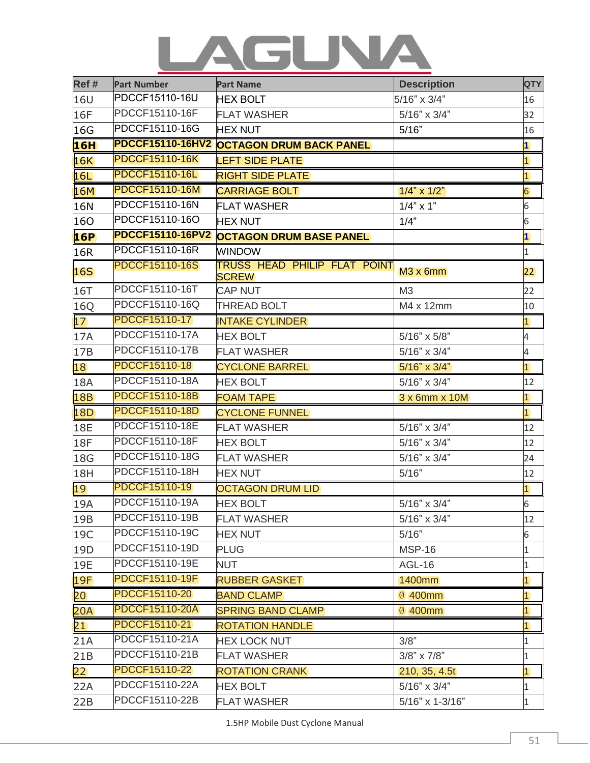# LAGUNA

| Ref # | Part Number | Part Name | Description | QTY |
|---|---|---|---|---|
| 16U | PDCCF15110-16U | HEX BOLT | 5/16" x 3/4" | 16 |
| 16F | PDCCF15110-16F | FLAT WASHER | 5/16" x 3/4" | 32 |
| 16G | PDCCF15110-16G | HEX NUT | 5/16" | 16 |
| **16H** | **PDCCF15110-16HV2** | **OCTAGON DRUM BACK PANEL** | | **1** |
| 16K | PDCCF15110-16K | LEFT SIDE PLATE | | 1 |
| 16L | PDCCF15110-16L | RIGHT SIDE PLATE | | 1 |
| 16M | PDCCF15110-16M | CARRIAGE BOLT | 1/4" x 1/2" | 6 |
| 16N | PDCCF15110-16N | FLAT WASHER | 1/4" x 1" | 6 |
| 16O | PDCCF15110-16O | HEX NUT | 1/4" | 6 |
| **16P** | **PDCCF15110-16PV2** | **OCTAGON DRUM BASE PANEL** | | **1** |
| 16R | PDCCF15110-16R | WINDOW | | 1 |
| 16S | PDCCF15110-16S | TRUSS HEAD PHILIP FLAT POINT SCREW | M3 x 6mm | 22 |
| 16T | PDCCF15110-16T | CAP NUT | M3 | 22 |
| 16Q | PDCCF15110-16Q | THREAD BOLT | M4 x 12mm | 10 |
| 17 | PDCCF15110-17 | INTAKE CYLINDER | | 1 |
| 17A | PDCCF15110-17A | HEX BOLT | 5/16" x 5/8" | 4 |
| 17B | PDCCF15110-17B | FLAT WASHER | 5/16" x 3/4" | 4 |
| 18 | PDCCF15110-18 | CYCLONE BARREL | 5/16" x 3/4" | 1 |
| 18A | PDCCF15110-18A | HEX BOLT | 5/16" x 3/4" | 12 |
| 18B | PDCCF15110-18B | FOAM TAPE | 3 x 6mm x 10M | 1 |
| 18D | PDCCF15110-18D | CYCLONE FUNNEL | | 1 |
| 18E | PDCCF15110-18E | FLAT WASHER | 5/16" x 3/4" | 12 |
| 18F | PDCCF15110-18F | HEX BOLT | 5/16" x 3/4" | 12 |
| 18G | PDCCF15110-18G | FLAT WASHER | 5/16" x 3/4" | 24 |
| 18H | PDCCF15110-18H | HEX NUT | 5/16" | 12 |
| 19 | PDCCF15110-19 | OCTAGON DRUM LID | | 1 |
| 19A | PDCCF15110-19A | HEX BOLT | 5/16" x 3/4" | 6 |
| 19B | PDCCF15110-19B | FLAT WASHER | 5/16" x 3/4" | 12 |
| 19C | PDCCF15110-19C | HEX NUT | 5/16" | 6 |
| 19D | PDCCF15110-19D | PLUG | MSP-16 | 1 |
| 19E | PDCCF15110-19E | NUT | AGL-16 | 1 |
| 19F | PDCCF15110-19F | RUBBER GASKET | 1400mm | 1 |
| 20 | PDCCF15110-20 | BAND CLAMP | Ø 400mm | 1 |
| 20A | PDCCF15110-20A | SPRING BAND CLAMP | Ø 400mm | 1 |
| 21 | PDCCF15110-21 | ROTATION HANDLE | | 1 |
| 21A | PDCCF15110-21A | HEX LOCK NUT | 3/8" | 1 |
| 21B | PDCCF15110-21B | FLAT WASHER | 3/8" x 7/8" | 1 |
| 22 | PDCCF15110-22 | ROTATION CRANK | 210, 35, 4.5t | 1 |
| 22A | PDCCF15110-22A | HEX BOLT | 5/16" x 3/4" | 1 |
| 22B | PDCCF15110-22B | FLAT WASHER | 5/16" x 1-3/16" | 1 |

1.5HP Mobile Dust Cyclone Manual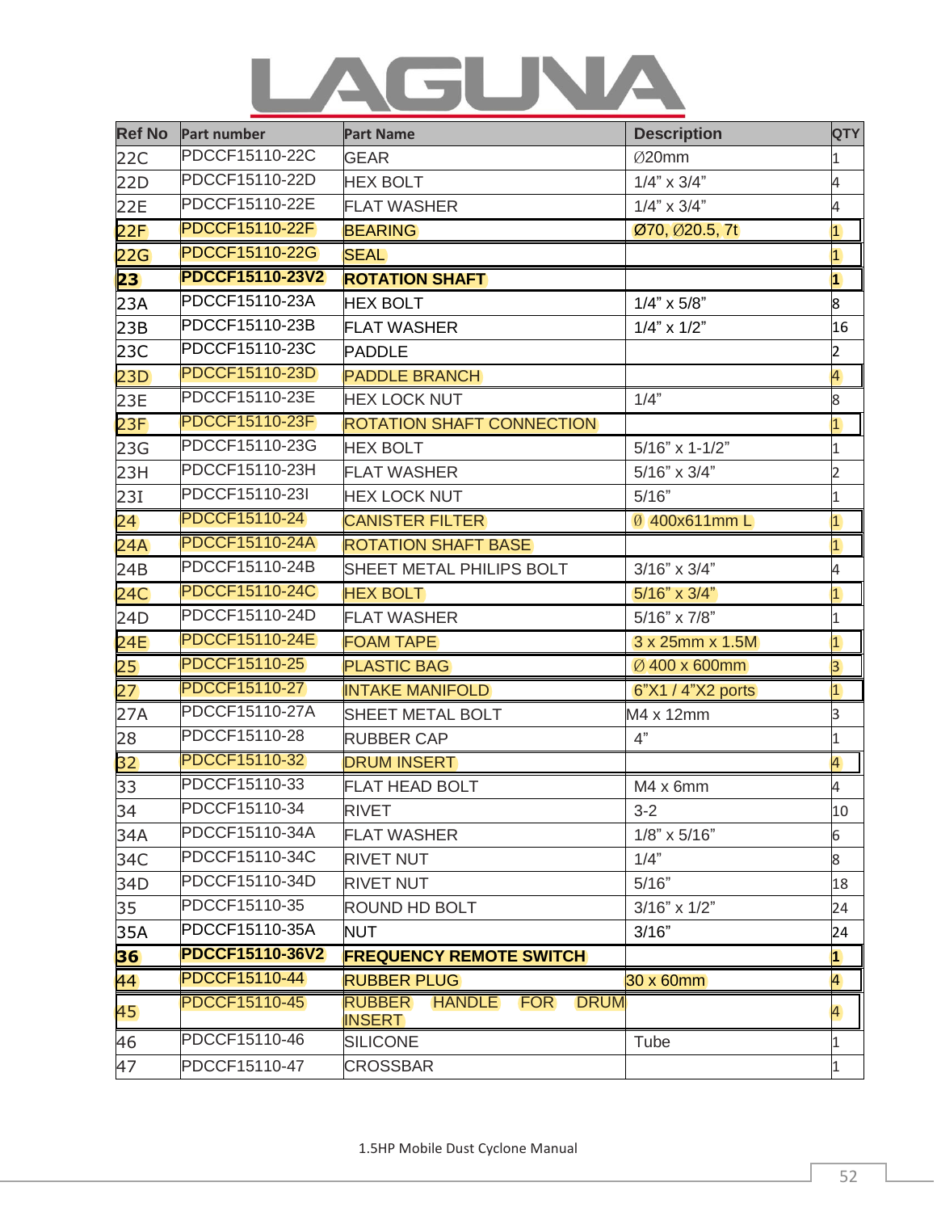| Ref No | Part number | Part Name | Description | QTY |
|---|---|---|---|---|
| 22C | PDCCF15110-22C | GEAR | ∅20mm | 1 |
| 22D | PDCCF15110-22D | HEX BOLT | 1/4" x 3/4" | 4 |
| 22E | PDCCF15110-22E | FLAT WASHER | 1/4" x 3/4" | 4 |
| 22F | PDCCF15110-22F | BEARING | Ø70, ∅20.5, 7t | 1 |
| 22G | PDCCF15110-22G | SEAL | | 1 |
| **23** | **PDCCF15110-23V2** | **ROTATION SHAFT** | | **1** |
| 23A | PDCCF15110-23A | HEX BOLT | 1/4" x 5/8" | 8 |
| 23B | PDCCF15110-23B | FLAT WASHER | 1/4" x 1/2" | 16 |
| 23C | PDCCF15110-23C | PADDLE | | 2 |
| 23D | PDCCF15110-23D | PADDLE BRANCH | | 4 |
| 23E | PDCCF15110-23E | HEX LOCK NUT | 1/4" | 8 |
| 23F | PDCCF15110-23F | ROTATION SHAFT CONNECTION | | 1 |
| 23G | PDCCF15110-23G | HEX BOLT | 5/16" x 1-1/2" | 1 |
| 23H | PDCCF15110-23H | FLAT WASHER | 5/16" x 3/4" | 2 |
| 23I | PDCCF15110-23I | HEX LOCK NUT | 5/16" | 1 |
| 24 | PDCCF15110-24 | CANISTER FILTER | ∅ 400x611mm L | 1 |
| 24A | PDCCF15110-24A | ROTATION SHAFT BASE | | 1 |
| 24B | PDCCF15110-24B | SHEET METAL PHILIPS BOLT | 3/16" x 3/4" | 4 |
| 24C | PDCCF15110-24C | HEX BOLT | 5/16" x 3/4" | 1 |
| 24D | PDCCF15110-24D | FLAT WASHER | 5/16" x 7/8" | 1 |
| 24E | PDCCF15110-24E | FOAM TAPE | 3 x 25mm x 1.5M | 1 |
| 25 | PDCCF15110-25 | PLASTIC BAG | ∅ 400 x 600mm | 3 |
| 27 | PDCCF15110-27 | INTAKE MANIFOLD | 6"X1 / 4"X2 ports | 1 |
| 27A | PDCCF15110-27A | SHEET METAL BOLT | M4 x 12mm | 3 |
| 28 | PDCCF15110-28 | RUBBER CAP | 4" | 1 |
| 32 | PDCCF15110-32 | DRUM INSERT | | 4 |
| 33 | PDCCF15110-33 | FLAT HEAD BOLT | M4 x 6mm | 4 |
| 34 | PDCCF15110-34 | RIVET | 3-2 | 10 |
| 34A | PDCCF15110-34A | FLAT WASHER | 1/8" x 5/16" | 6 |
| 34C | PDCCF15110-34C | RIVET NUT | 1/4" | 8 |
| 34D | PDCCF15110-34D | RIVET NUT | 5/16" | 18 |
| 35 | PDCCF15110-35 | ROUND HD BOLT | 3/16" x 1/2" | 24 |
| 35A | PDCCF15110-35A | NUT | 3/16" | 24 |
| **36** | **PDCCF15110-36V2** | **FREQUENCY REMOTE SWITCH** | | **1** |
| 44 | PDCCF15110-44 | RUBBER PLUG | 30 x 60mm | 4 |
| 45 | PDCCF15110-45 | RUBBER HANDLE FOR DRUM INSERT | | 4 |
| 46 | PDCCF15110-46 | SILICONE | Tube | 1 |
| 47 | PDCCF15110-47 | CROSSBAR | | 1 |